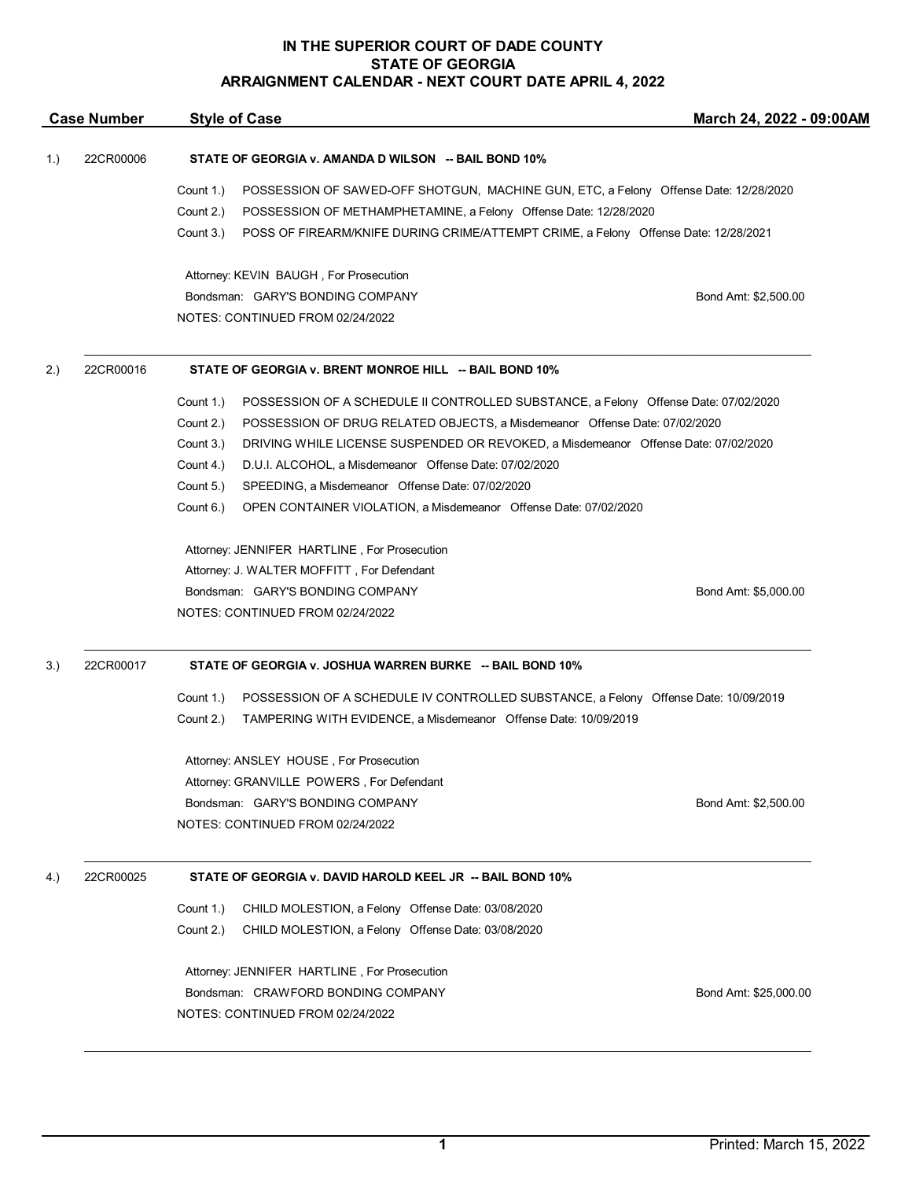# IN THE SUPERIOR COURT OF DADE COUNTY
# STATE OF GEORGIA
## ARRAIGNMENT CALENDAR - NEXT COURT DATE APRIL 4, 2022

**Case Number** | **Style of Case** | **March 24, 2022 - 09:00AM**

---

1.) 22CR00006 — **STATE OF GEORGIA v. AMANDA D WILSON -- BAIL BOND 10%**

Count 1.) POSSESSION OF SAWED-OFF SHOTGUN, MACHINE GUN, ETC, a Felony Offense Date: 12/28/2020
Count 2.) POSSESSION OF METHAMPHETAMINE, a Felony Offense Date: 12/28/2020
Count 3.) POSS OF FIREARM/KNIFE DURING CRIME/ATTEMPT CRIME, a Felony Offense Date: 12/28/2021

Attorney: KEVIN BAUGH , For Prosecution
Bondsman: GARY'S BONDING COMPANY — Bond Amt: $2,500.00
NOTES: CONTINUED FROM 02/24/2022

---

2.) 22CR00016 — **STATE OF GEORGIA v. BRENT MONROE HILL -- BAIL BOND 10%**

Count 1.) POSSESSION OF A SCHEDULE II CONTROLLED SUBSTANCE, a Felony Offense Date: 07/02/2020
Count 2.) POSSESSION OF DRUG RELATED OBJECTS, a Misdemeanor Offense Date: 07/02/2020
Count 3.) DRIVING WHILE LICENSE SUSPENDED OR REVOKED, a Misdemeanor Offense Date: 07/02/2020
Count 4.) D.U.I. ALCOHOL, a Misdemeanor Offense Date: 07/02/2020
Count 5.) SPEEDING, a Misdemeanor Offense Date: 07/02/2020
Count 6.) OPEN CONTAINER VIOLATION, a Misdemeanor Offense Date: 07/02/2020

Attorney: JENNIFER HARTLINE , For Prosecution
Attorney: J. WALTER MOFFITT , For Defendant
Bondsman: GARY'S BONDING COMPANY — Bond Amt: $5,000.00
NOTES: CONTINUED FROM 02/24/2022

---

3.) 22CR00017 — **STATE OF GEORGIA v. JOSHUA WARREN BURKE -- BAIL BOND 10%**

Count 1.) POSSESSION OF A SCHEDULE IV CONTROLLED SUBSTANCE, a Felony Offense Date: 10/09/2019
Count 2.) TAMPERING WITH EVIDENCE, a Misdemeanor Offense Date: 10/09/2019

Attorney: ANSLEY HOUSE , For Prosecution
Attorney: GRANVILLE POWERS , For Defendant
Bondsman: GARY'S BONDING COMPANY — Bond Amt: $2,500.00
NOTES: CONTINUED FROM 02/24/2022

---

4.) 22CR00025 — **STATE OF GEORGIA v. DAVID HAROLD KEEL JR -- BAIL BOND 10%**

Count 1.) CHILD MOLESTION, a Felony Offense Date: 03/08/2020
Count 2.) CHILD MOLESTION, a Felony Offense Date: 03/08/2020

Attorney: JENNIFER HARTLINE , For Prosecution
Bondsman: CRAWFORD BONDING COMPANY — Bond Amt: $25,000.00
NOTES: CONTINUED FROM 02/24/2022

---

Printed: March 15, 2022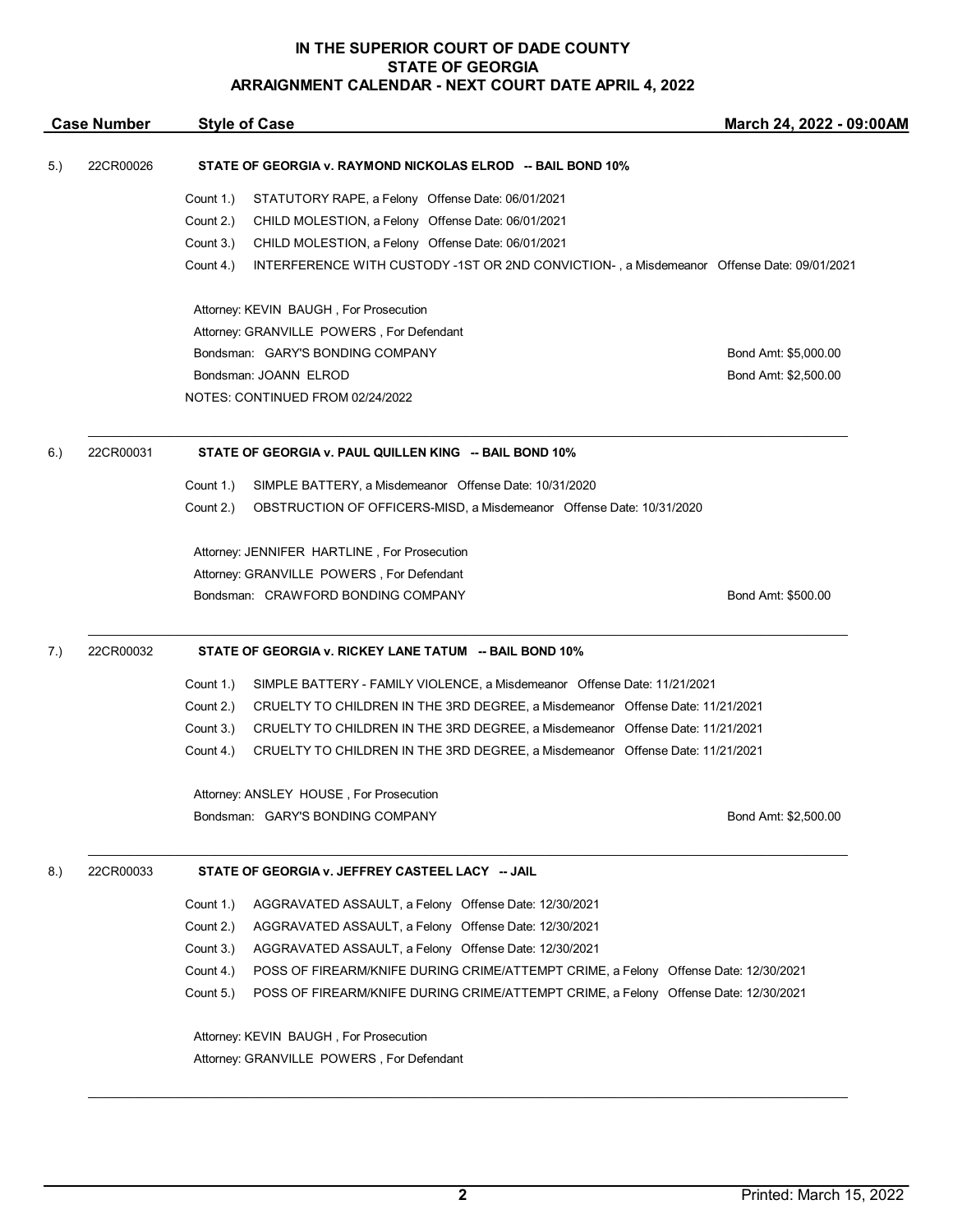# IN THE SUPERIOR COURT OF DADE COUNTY
# STATE OF GEORGIA
# ARRAIGNMENT CALENDAR - NEXT COURT DATE APRIL 4, 2022

| Case Number | Style of Case | March 24, 2022 - 09:00AM |
|---|---|---|

5.) 22CR00026 **STATE OF GEORGIA v. RAYMOND NICKOLAS ELROD -- BAIL BOND 10%**

Count 1.) STATUTORY RAPE, a Felony Offense Date: 06/01/2021
Count 2.) CHILD MOLESTION, a Felony Offense Date: 06/01/2021
Count 3.) CHILD MOLESTION, a Felony Offense Date: 06/01/2021
Count 4.) INTERFERENCE WITH CUSTODY -1ST OR 2ND CONVICTION- , a Misdemeanor Offense Date: 09/01/2021

Attorney: KEVIN BAUGH , For Prosecution
Attorney: GRANVILLE POWERS , For Defendant
Bondsman: GARY'S BONDING COMPANY — Bond Amt: $5,000.00
Bondsman: JOANN ELROD — Bond Amt: $2,500.00
NOTES: CONTINUED FROM 02/24/2022

---

6.) 22CR00031 **STATE OF GEORGIA v. PAUL QUILLEN KING -- BAIL BOND 10%**

Count 1.) SIMPLE BATTERY, a Misdemeanor Offense Date: 10/31/2020
Count 2.) OBSTRUCTION OF OFFICERS-MISD, a Misdemeanor Offense Date: 10/31/2020

Attorney: JENNIFER HARTLINE , For Prosecution
Attorney: GRANVILLE POWERS , For Defendant
Bondsman: CRAWFORD BONDING COMPANY — Bond Amt: $500.00

---

7.) 22CR00032 **STATE OF GEORGIA v. RICKEY LANE TATUM -- BAIL BOND 10%**

Count 1.) SIMPLE BATTERY - FAMILY VIOLENCE, a Misdemeanor Offense Date: 11/21/2021
Count 2.) CRUELTY TO CHILDREN IN THE 3RD DEGREE, a Misdemeanor Offense Date: 11/21/2021
Count 3.) CRUELTY TO CHILDREN IN THE 3RD DEGREE, a Misdemeanor Offense Date: 11/21/2021
Count 4.) CRUELTY TO CHILDREN IN THE 3RD DEGREE, a Misdemeanor Offense Date: 11/21/2021

Attorney: ANSLEY HOUSE , For Prosecution
Bondsman: GARY'S BONDING COMPANY — Bond Amt: $2,500.00

---

8.) 22CR00033 **STATE OF GEORGIA v. JEFFREY CASTEEL LACY -- JAIL**

Count 1.) AGGRAVATED ASSAULT, a Felony Offense Date: 12/30/2021
Count 2.) AGGRAVATED ASSAULT, a Felony Offense Date: 12/30/2021
Count 3.) AGGRAVATED ASSAULT, a Felony Offense Date: 12/30/2021
Count 4.) POSS OF FIREARM/KNIFE DURING CRIME/ATTEMPT CRIME, a Felony Offense Date: 12/30/2021
Count 5.) POSS OF FIREARM/KNIFE DURING CRIME/ATTEMPT CRIME, a Felony Offense Date: 12/30/2021

Attorney: KEVIN BAUGH , For Prosecution
Attorney: GRANVILLE POWERS , For Defendant

---

Printed: March 15, 2022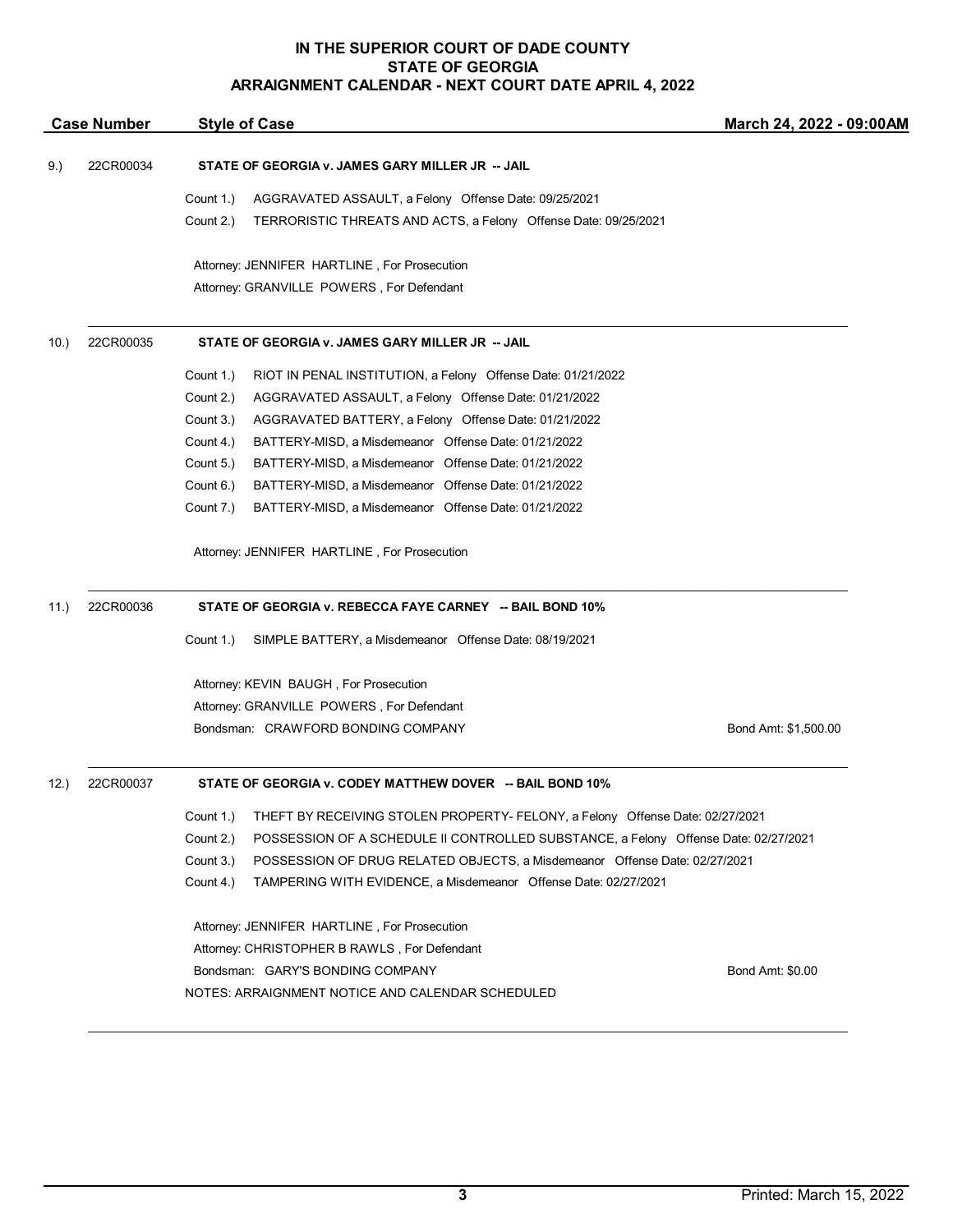**IN THE SUPERIOR COURT OF DADE COUNTY**
**STATE OF GEORGIA**
**ARRAIGNMENT CALENDAR - NEXT COURT DATE APRIL 4, 2022**

| Case Number | Style of Case | March 24, 2022 - 09:00AM |
|---|---|---|

9.) 22CR00034 **STATE OF GEORGIA v. JAMES GARY MILLER JR -- JAIL**

Count 1.) AGGRAVATED ASSAULT, a Felony Offense Date: 09/25/2021
Count 2.) TERRORISTIC THREATS AND ACTS, a Felony Offense Date: 09/25/2021

Attorney: JENNIFER HARTLINE , For Prosecution
Attorney: GRANVILLE POWERS , For Defendant

---

10.) 22CR00035 **STATE OF GEORGIA v. JAMES GARY MILLER JR -- JAIL**

Count 1.) RIOT IN PENAL INSTITUTION, a Felony Offense Date: 01/21/2022
Count 2.) AGGRAVATED ASSAULT, a Felony Offense Date: 01/21/2022
Count 3.) AGGRAVATED BATTERY, a Felony Offense Date: 01/21/2022
Count 4.) BATTERY-MISD, a Misdemeanor Offense Date: 01/21/2022
Count 5.) BATTERY-MISD, a Misdemeanor Offense Date: 01/21/2022
Count 6.) BATTERY-MISD, a Misdemeanor Offense Date: 01/21/2022
Count 7.) BATTERY-MISD, a Misdemeanor Offense Date: 01/21/2022

Attorney: JENNIFER HARTLINE , For Prosecution

---

11.) 22CR00036 **STATE OF GEORGIA v. REBECCA FAYE CARNEY -- BAIL BOND 10%**

Count 1.) SIMPLE BATTERY, a Misdemeanor Offense Date: 08/19/2021

Attorney: KEVIN BAUGH , For Prosecution
Attorney: GRANVILLE POWERS , For Defendant
Bondsman: CRAWFORD BONDING COMPANY — Bond Amt: $1,500.00

---

12.) 22CR00037 **STATE OF GEORGIA v. CODEY MATTHEW DOVER -- BAIL BOND 10%**

Count 1.) THEFT BY RECEIVING STOLEN PROPERTY- FELONY, a Felony Offense Date: 02/27/2021
Count 2.) POSSESSION OF A SCHEDULE II CONTROLLED SUBSTANCE, a Felony Offense Date: 02/27/2021
Count 3.) POSSESSION OF DRUG RELATED OBJECTS, a Misdemeanor Offense Date: 02/27/2021
Count 4.) TAMPERING WITH EVIDENCE, a Misdemeanor Offense Date: 02/27/2021

Attorney: JENNIFER HARTLINE , For Prosecution
Attorney: CHRISTOPHER B RAWLS , For Defendant
Bondsman: GARY'S BONDING COMPANY — Bond Amt: $0.00
NOTES: ARRAIGNMENT NOTICE AND CALENDAR SCHEDULED

Printed: March 15, 2022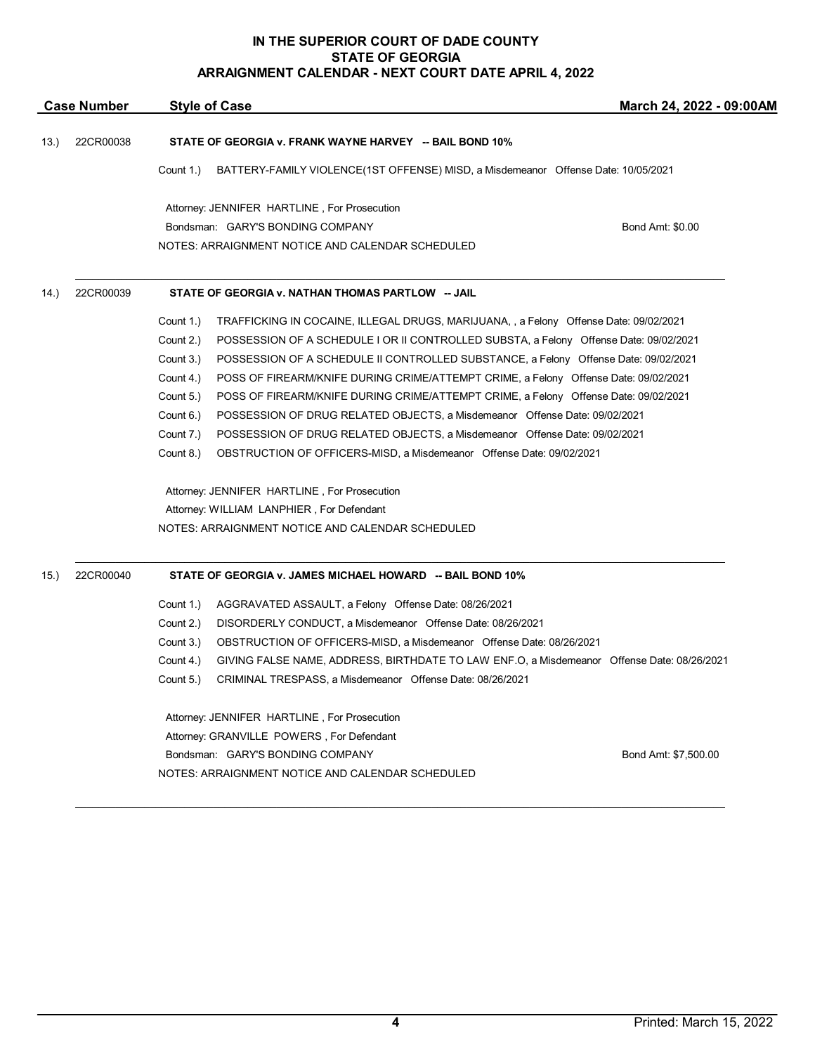**IN THE SUPERIOR COURT OF DADE COUNTY**
**STATE OF GEORGIA**
**ARRAIGNMENT CALENDAR - NEXT COURT DATE APRIL 4, 2022**

| Case Number | Style of Case | March 24, 2022 - 09:00AM |
|---|---|---|

13.) 22CR00038 **STATE OF GEORGIA v. FRANK WAYNE HARVEY -- BAIL BOND 10%**

Count 1.) BATTERY-FAMILY VIOLENCE(1ST OFFENSE) MISD, a Misdemeanor Offense Date: 10/05/2021

Attorney: JENNIFER HARTLINE , For Prosecution
Bondsman: GARY'S BONDING COMPANY — Bond Amt: $0.00
NOTES: ARRAIGNMENT NOTICE AND CALENDAR SCHEDULED

---

14.) 22CR00039 **STATE OF GEORGIA v. NATHAN THOMAS PARTLOW -- JAIL**

Count 1.) TRAFFICKING IN COCAINE, ILLEGAL DRUGS, MARIJUANA, , a Felony Offense Date: 09/02/2021
Count 2.) POSSESSION OF A SCHEDULE I OR II CONTROLLED SUBSTA, a Felony Offense Date: 09/02/2021
Count 3.) POSSESSION OF A SCHEDULE II CONTROLLED SUBSTANCE, a Felony Offense Date: 09/02/2021
Count 4.) POSS OF FIREARM/KNIFE DURING CRIME/ATTEMPT CRIME, a Felony Offense Date: 09/02/2021
Count 5.) POSS OF FIREARM/KNIFE DURING CRIME/ATTEMPT CRIME, a Felony Offense Date: 09/02/2021
Count 6.) POSSESSION OF DRUG RELATED OBJECTS, a Misdemeanor Offense Date: 09/02/2021
Count 7.) POSSESSION OF DRUG RELATED OBJECTS, a Misdemeanor Offense Date: 09/02/2021
Count 8.) OBSTRUCTION OF OFFICERS-MISD, a Misdemeanor Offense Date: 09/02/2021

Attorney: JENNIFER HARTLINE , For Prosecution
Attorney: WILLIAM LANPHIER , For Defendant
NOTES: ARRAIGNMENT NOTICE AND CALENDAR SCHEDULED

---

15.) 22CR00040 **STATE OF GEORGIA v. JAMES MICHAEL HOWARD -- BAIL BOND 10%**

Count 1.) AGGRAVATED ASSAULT, a Felony Offense Date: 08/26/2021
Count 2.) DISORDERLY CONDUCT, a Misdemeanor Offense Date: 08/26/2021
Count 3.) OBSTRUCTION OF OFFICERS-MISD, a Misdemeanor Offense Date: 08/26/2021
Count 4.) GIVING FALSE NAME, ADDRESS, BIRTHDATE TO LAW ENF.O, a Misdemeanor Offense Date: 08/26/2021
Count 5.) CRIMINAL TRESPASS, a Misdemeanor Offense Date: 08/26/2021

Attorney: JENNIFER HARTLINE , For Prosecution
Attorney: GRANVILLE POWERS , For Defendant
Bondsman: GARY'S BONDING COMPANY — Bond Amt: $7,500.00
NOTES: ARRAIGNMENT NOTICE AND CALENDAR SCHEDULED

---

Printed: March 15, 2022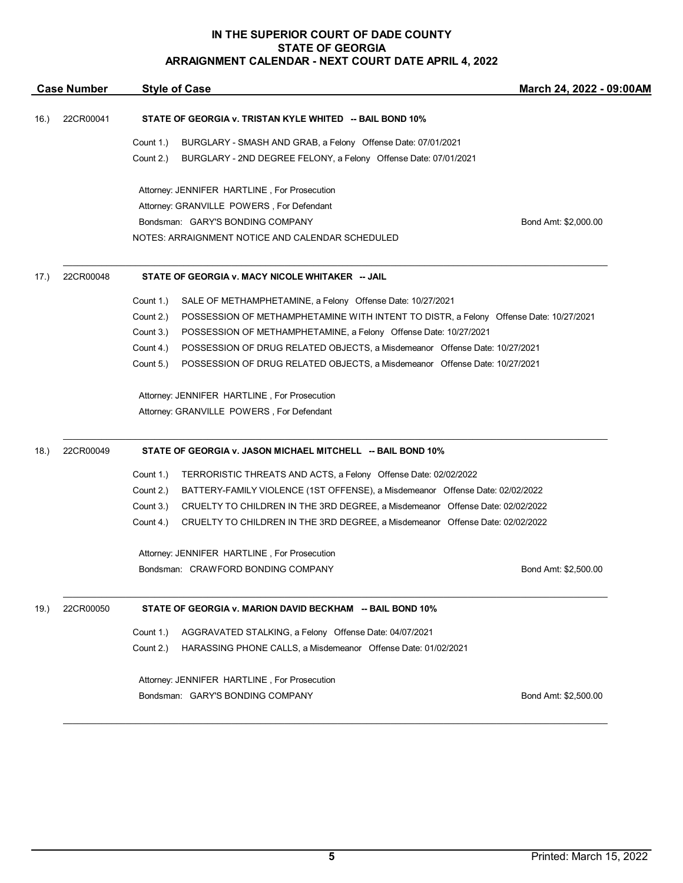# IN THE SUPERIOR COURT OF DADE COUNTY
# STATE OF GEORGIA
# ARRAIGNMENT CALENDAR - NEXT COURT DATE APRIL 4, 2022

| Case Number | Style of Case | March 24, 2022 - 09:00AM |
|---|---|---|

**16.) 22CR00041 — STATE OF GEORGIA v. TRISTAN KYLE WHITED -- BAIL BOND 10%**

Count 1.) BURGLARY - SMASH AND GRAB, a Felony Offense Date: 07/01/2021
Count 2.) BURGLARY - 2ND DEGREE FELONY, a Felony Offense Date: 07/01/2021

Attorney: JENNIFER HARTLINE , For Prosecution
Attorney: GRANVILLE POWERS , For Defendant
Bondsman: GARY'S BONDING COMPANY — Bond Amt: $2,000.00
NOTES: ARRAIGNMENT NOTICE AND CALENDAR SCHEDULED

---

**17.) 22CR00048 — STATE OF GEORGIA v. MACY NICOLE WHITAKER -- JAIL**

Count 1.) SALE OF METHAMPHETAMINE, a Felony Offense Date: 10/27/2021
Count 2.) POSSESSION OF METHAMPHETAMINE WITH INTENT TO DISTR, a Felony Offense Date: 10/27/2021
Count 3.) POSSESSION OF METHAMPHETAMINE, a Felony Offense Date: 10/27/2021
Count 4.) POSSESSION OF DRUG RELATED OBJECTS, a Misdemeanor Offense Date: 10/27/2021
Count 5.) POSSESSION OF DRUG RELATED OBJECTS, a Misdemeanor Offense Date: 10/27/2021

Attorney: JENNIFER HARTLINE , For Prosecution
Attorney: GRANVILLE POWERS , For Defendant

---

**18.) 22CR00049 — STATE OF GEORGIA v. JASON MICHAEL MITCHELL -- BAIL BOND 10%**

Count 1.) TERRORISTIC THREATS AND ACTS, a Felony Offense Date: 02/02/2022
Count 2.) BATTERY-FAMILY VIOLENCE (1ST OFFENSE), a Misdemeanor Offense Date: 02/02/2022
Count 3.) CRUELTY TO CHILDREN IN THE 3RD DEGREE, a Misdemeanor Offense Date: 02/02/2022
Count 4.) CRUELTY TO CHILDREN IN THE 3RD DEGREE, a Misdemeanor Offense Date: 02/02/2022

Attorney: JENNIFER HARTLINE , For Prosecution
Bondsman: CRAWFORD BONDING COMPANY — Bond Amt: $2,500.00

---

**19.) 22CR00050 — STATE OF GEORGIA v. MARION DAVID BECKHAM -- BAIL BOND 10%**

Count 1.) AGGRAVATED STALKING, a Felony Offense Date: 04/07/2021
Count 2.) HARASSING PHONE CALLS, a Misdemeanor Offense Date: 01/02/2021

Attorney: JENNIFER HARTLINE , For Prosecution
Bondsman: GARY'S BONDING COMPANY — Bond Amt: $2,500.00

---

Printed: March 15, 2022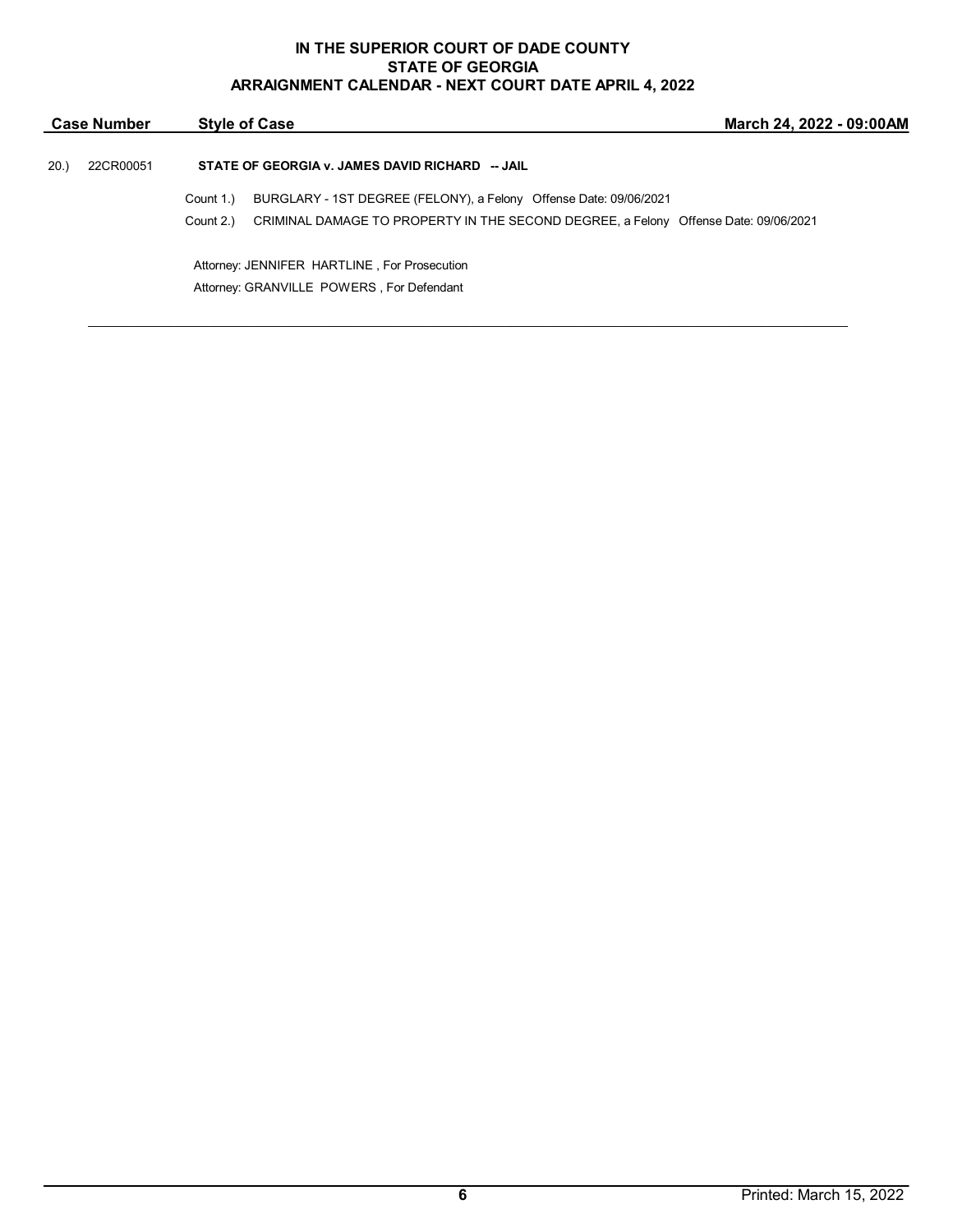**IN THE SUPERIOR COURT OF DADE COUNTY**
**STATE OF GEORGIA**
**ARRAIGNMENT CALENDAR - NEXT COURT DATE APRIL 4, 2022**

| Case Number | Style of Case | March 24, 2022 - 09:00AM |
|---|---|---|

20.) 22CR00051 **STATE OF GEORGIA v. JAMES DAVID RICHARD -- JAIL**

Count 1.) BURGLARY - 1ST DEGREE (FELONY), a Felony Offense Date: 09/06/2021

Count 2.) CRIMINAL DAMAGE TO PROPERTY IN THE SECOND DEGREE, a Felony Offense Date: 09/06/2021

Attorney: JENNIFER HARTLINE , For Prosecution

Attorney: GRANVILLE POWERS , For Defendant

Printed: March 15, 2022